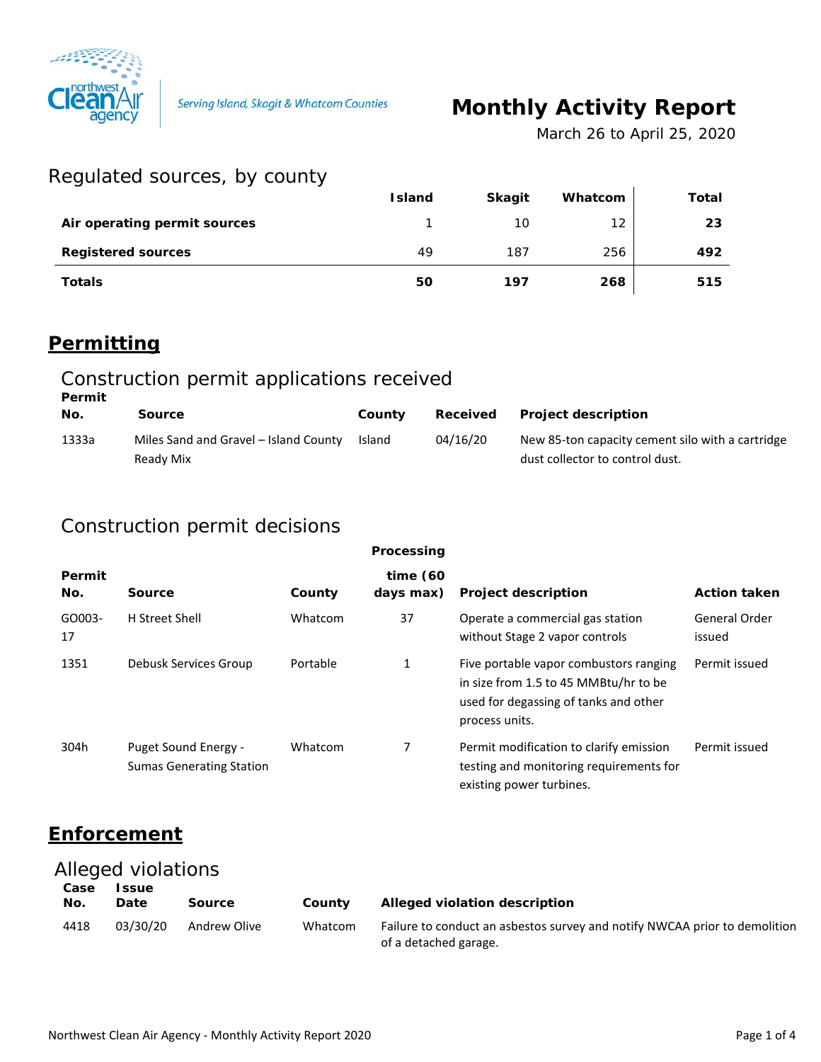Serving Island, Skagit & Whatcom Counties

# Monthly Activity Report

March 26 to April 25, 2020

## Regulated sources, by county

| | Island | Skagit | Whatcom | Total |
|---|---|---|---|---|
| **Air operating permit sources** | 1 | 10 | 12 | **23** |
| **Registered sources** | 49 | 187 | 256 | **492** |
| **Totals** | **50** | **197** | **268** | **515** |

# Permitting

## Construction permit applications received

| Permit No. | Source | County | Received | Project description |
|---|---|---|---|---|
| 1333a | Miles Sand and Gravel – Island County Ready Mix | Island | 04/16/20 | New 85-ton capacity cement silo with a cartridge dust collector to control dust. |

## Construction permit decisions

| Permit No. | Source | County | Processing time (60 days max) | Project description | Action taken |
|---|---|---|---|---|---|
| GO003-17 | H Street Shell | Whatcom | 37 | Operate a commercial gas station without Stage 2 vapor controls | General Order issued |
| 1351 | Debusk Services Group | Portable | 1 | Five portable vapor combustors ranging in size from 1.5 to 45 MMBtu/hr to be used for degassing of tanks and other process units. | Permit issued |
| 304h | Puget Sound Energy - Sumas Generating Station | Whatcom | 7 | Permit modification to clarify emission testing and monitoring requirements for existing power turbines. | Permit issued |

# Enforcement

## Alleged violations

| Case No. | Issue Date | Source | County | Alleged violation description |
|---|---|---|---|---|
| 4418 | 03/30/20 | Andrew Olive | Whatcom | Failure to conduct an asbestos survey and notify NWCAA prior to demolition of a detached garage. |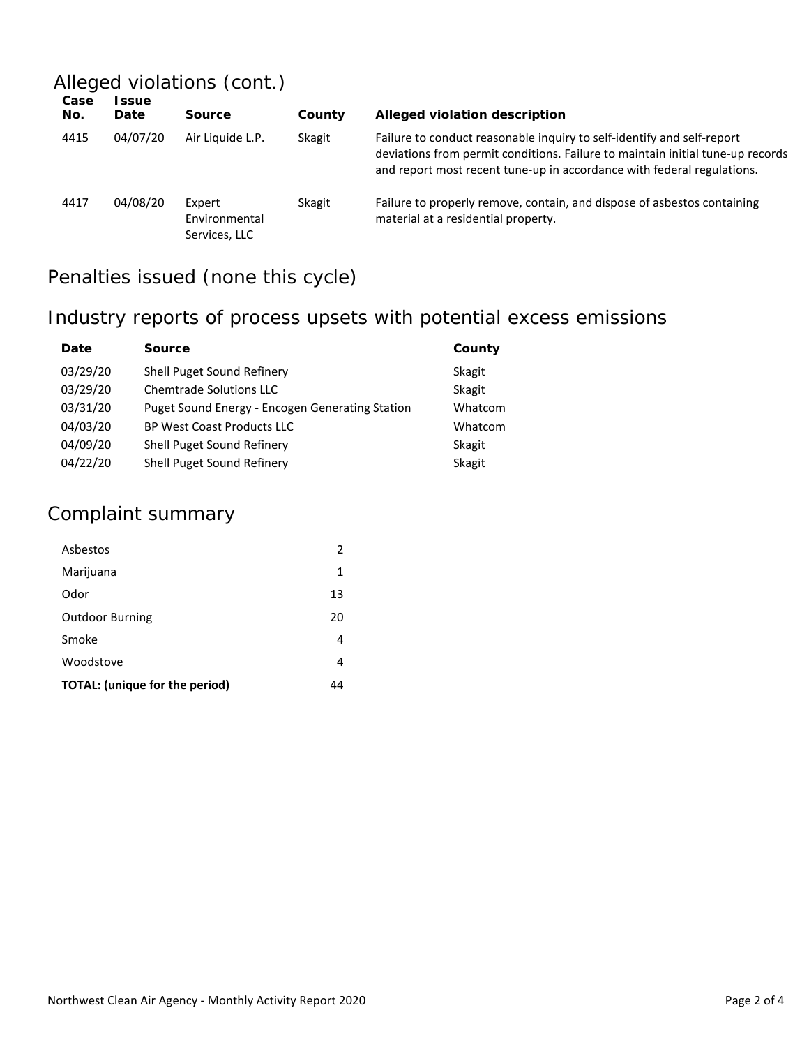## Alleged violations (cont.)

| Case No. | Issue Date | Source | County | Alleged violation description |
| --- | --- | --- | --- | --- |
| 4415 | 04/07/20 | Air Liquide L.P. | Skagit | Failure to conduct reasonable inquiry to self-identify and self-report deviations from permit conditions. Failure to maintain initial tune-up records and report most recent tune-up in accordance with federal regulations. |
| 4417 | 04/08/20 | Expert Environmental Services, LLC | Skagit | Failure to properly remove, contain, and dispose of asbestos containing material at a residential property. |

## Penalties issued (none this cycle)

## Industry reports of process upsets with potential excess emissions

| Date | Source | County |
| --- | --- | --- |
| 03/29/20 | Shell Puget Sound Refinery | Skagit |
| 03/29/20 | Chemtrade Solutions LLC | Skagit |
| 03/31/20 | Puget Sound Energy - Encogen Generating Station | Whatcom |
| 04/03/20 | BP West Coast Products LLC | Whatcom |
| 04/09/20 | Shell Puget Sound Refinery | Skagit |
| 04/22/20 | Shell Puget Sound Refinery | Skagit |

## Complaint summary

| | |
| --- | --- |
| Asbestos | 2 |
| Marijuana | 1 |
| Odor | 13 |
| Outdoor Burning | 20 |
| Smoke | 4 |
| Woodstove | 4 |
| **TOTAL: (unique for the period)** | 44 |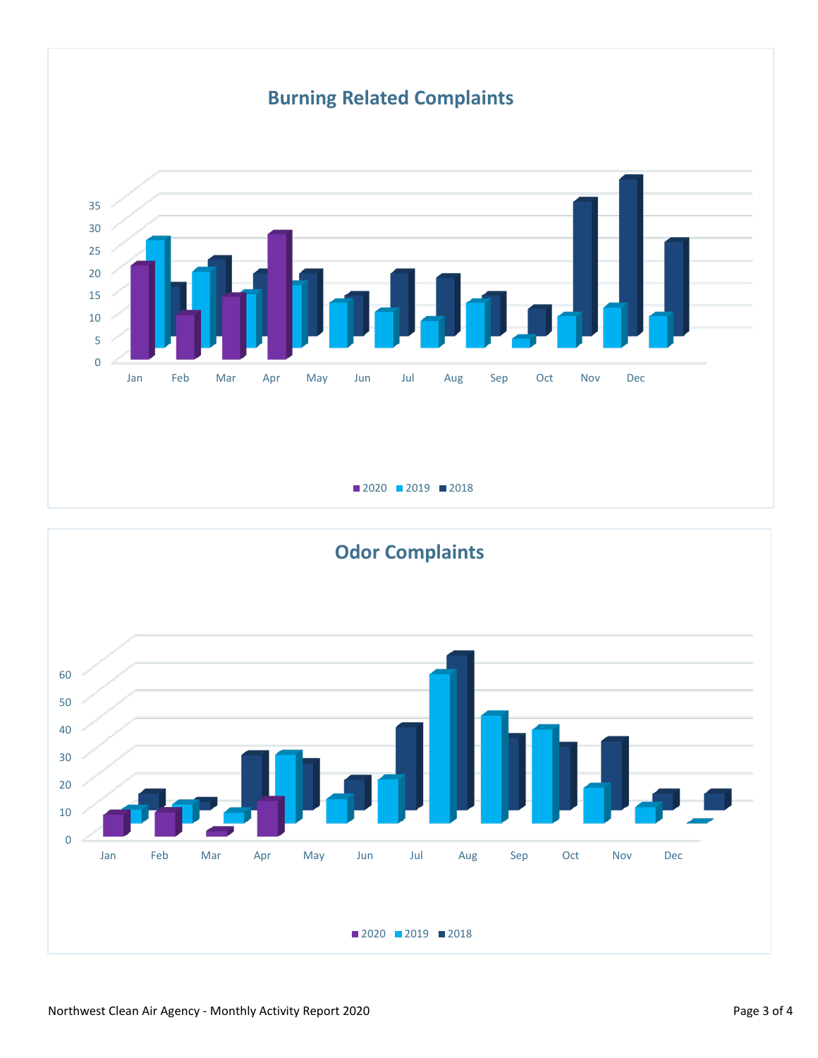## Burning Related Complaints

35
30
25
20
15
10
5
0

Jan Feb Mar Apr May Jun Jul Aug Sep Oct Nov Dec

■ 2020 ■ 2019 ■ 2018

## Odor Complaints

60
50
40
30
20
10
0

Jan Feb Mar Apr May Jun Jul Aug Sep Oct Nov Dec

■ 2020 ■ 2019 ■ 2018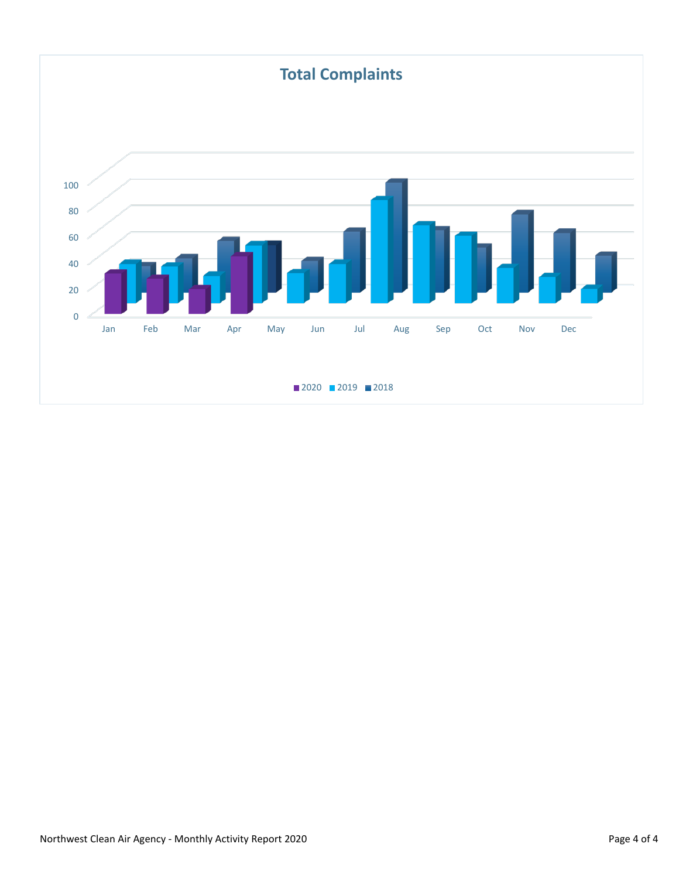Total Complaints

100
80
60
40
20
0

Jan Feb Mar Apr May Jun Jul Aug Sep Oct Nov Dec

2020 2019 2018

Northwest Clean Air Agency - Monthly Activity Report 2020